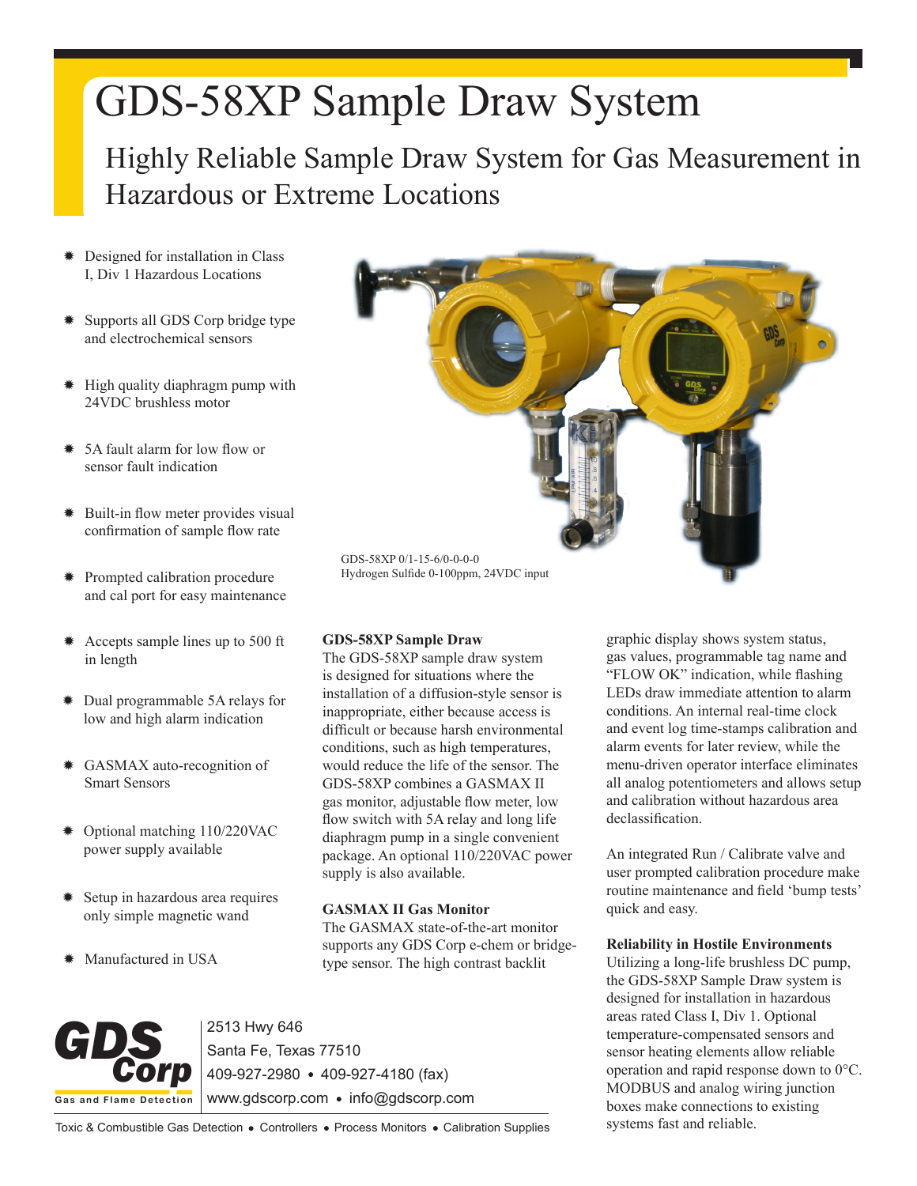# GDS-58XP Sample Draw System

## Highly Reliable Sample Draw System for Gas Measurement in Hazardous or Extreme Locations

- Designed for installation in Class I, Div 1 Hazardous Locations
- Supports all GDS Corp bridge type and electrochemical sensors
- High quality diaphragm pump with 24VDC brushless motor
- 5A fault alarm for low flow or sensor fault indication
- Built-in flow meter provides visual confirmation of sample flow rate
- Prompted calibration procedure and cal port for easy maintenance
- Accepts sample lines up to 500 ft in length
- Dual programmable 5A relays for low and high alarm indication
- GASMAX auto-recognition of Smart Sensors
- Optional matching 110/220VAC power supply available
- Setup in hazardous area requires only simple magnetic wand
- Manufactured in USA

GDS-58XP 0/1-15-6/0-0-0-0
Hydrogen Sulfide 0-100ppm, 24VDC input

**GDS-58XP Sample Draw**

The GDS-58XP sample draw system is designed for situations where the installation of a diffusion-style sensor is inappropriate, either because access is difficult or because harsh environmental conditions, such as high temperatures, would reduce the life of the sensor. The GDS-58XP combines a GASMAX II gas monitor, adjustable flow meter, low flow switch with 5A relay and long life diaphragm pump in a single convenient package. An optional 110/220VAC power supply is also available.

**GASMAX II Gas Monitor**

The GASMAX state-of-the-art monitor supports any GDS Corp e-chem or bridge-type sensor. The high contrast backlit graphic display shows system status, gas values, programmable tag name and "FLOW OK" indication, while flashing LEDs draw immediate attention to alarm conditions. An internal real-time clock and event log time-stamps calibration and alarm events for later review, while the menu-driven operator interface eliminates all analog potentiometers and allows setup and calibration without hazardous area declassification.

An integrated Run / Calibrate valve and user prompted calibration procedure make routine maintenance and field 'bump tests' quick and easy.

**Reliability in Hostile Environments**

Utilizing a long-life brushless DC pump, the GDS-58XP Sample Draw system is designed for installation in hazardous areas rated Class I, Div 1. Optional temperature-compensated sensors and sensor heating elements allow reliable operation and rapid response down to 0°C. MODBUS and analog wiring junction boxes make connections to existing systems fast and reliable.

GDS Corp
Gas and Flame Detection

2513 Hwy 646
Santa Fe, Texas 77510
409-927-2980 • 409-927-4180 (fax)
www.gdscorp.com • info@gdscorp.com

Toxic & Combustible Gas Detection • Controllers • Process Monitors • Calibration Supplies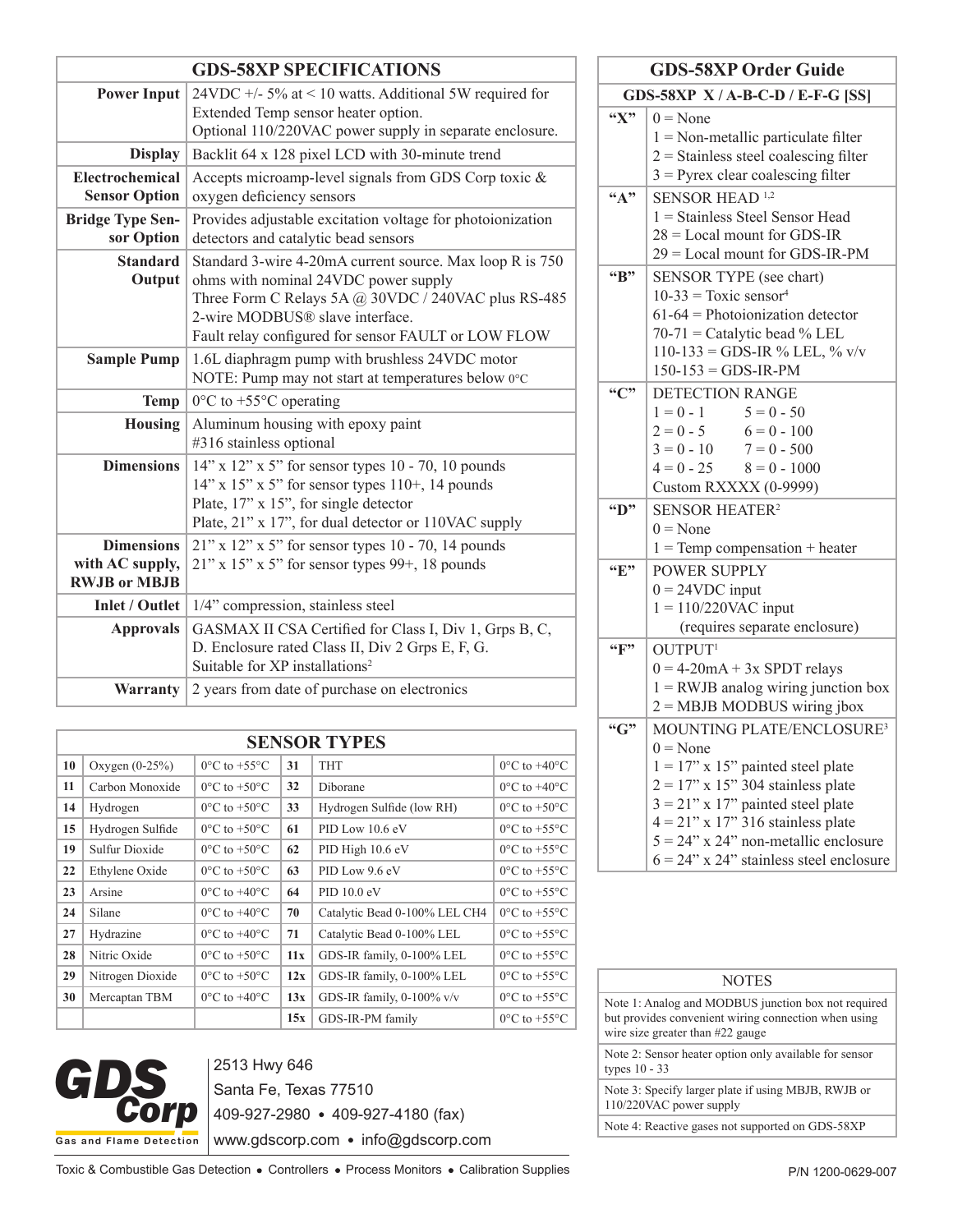## GDS-58XP SPECIFICATIONS

| | |
|---|---|
| **Power Input** | 24VDC +/- 5% at < 10 watts. Additional 5W required for Extended Temp sensor heater option.<br>Optional 110/220VAC power supply in separate enclosure. |
| **Display** | Backlit 64 x 128 pixel LCD with 30-minute trend |
| **Electrochemical Sensor Option** | Accepts microamp-level signals from GDS Corp toxic & oxygen deficiency sensors |
| **Bridge Type Sensor Option** | Provides adjustable excitation voltage for photoionization detectors and catalytic bead sensors |
| **Standard Output** | Standard 3-wire 4-20mA current source. Max loop R is 750 ohms with nominal 24VDC power supply<br>Three Form C Relays 5A @ 30VDC / 240VAC plus RS-485 2-wire MODBUS® slave interface.<br>Fault relay configured for sensor FAULT or LOW FLOW |
| **Sample Pump** | 1.6L diaphragm pump with brushless 24VDC motor<br>NOTE: Pump may not start at temperatures below 0°C |
| **Temp** | 0°C to +55°C operating |
| **Housing** | Aluminum housing with epoxy paint<br>#316 stainless optional |
| **Dimensions** | 14" x 12" x 5" for sensor types 10 - 70, 10 pounds<br>14" x 15" x 5" for sensor types 110+, 14 pounds<br>Plate, 17" x 15", for single detector<br>Plate, 21" x 17", for dual detector or 110VAC supply |
| **Dimensions with AC supply, RWJB or MBJB** | 21" x 12" x 5" for sensor types 10 - 70, 14 pounds<br>21" x 15" x 5" for sensor types 99+, 18 pounds |
| **Inlet / Outlet** | 1/4" compression, stainless steel |
| **Approvals** | GASMAX II CSA Certified for Class I, Div 1, Grps B, C, D. Enclosure rated Class II, Div 2 Grps E, F, G.<br>Suitable for XP installations[2] |
| **Warranty** | 2 years from date of purchase on electronics |

## SENSOR TYPES

| | | | | | |
|---|---|---|---|---|---|
| **10** | Oxygen (0-25%) | 0°C to +55°C | **31** | THT | 0°C to +40°C |
| **11** | Carbon Monoxide | 0°C to +50°C | **32** | Diborane | 0°C to +40°C |
| **14** | Hydrogen | 0°C to +50°C | **33** | Hydrogen Sulfide (low RH) | 0°C to +50°C |
| **15** | Hydrogen Sulfide | 0°C to +50°C | **61** | PID Low 10.6 eV | 0°C to +55°C |
| **19** | Sulfur Dioxide | 0°C to +50°C | **62** | PID High 10.6 eV | 0°C to +55°C |
| **22** | Ethylene Oxide | 0°C to +50°C | **63** | PID Low 9.6 eV | 0°C to +55°C |
| **23** | Arsine | 0°C to +40°C | **64** | PID 10.0 eV | 0°C to +55°C |
| **24** | Silane | 0°C to +40°C | **70** | Catalytic Bead 0-100% LEL CH4 | 0°C to +55°C |
| **27** | Hydrazine | 0°C to +40°C | **71** | Catalytic Bead 0-100% LEL | 0°C to +55°C |
| **28** | Nitric Oxide | 0°C to +50°C | **11x** | GDS-IR family, 0-100% LEL | 0°C to +55°C |
| **29** | Nitrogen Dioxide | 0°C to +50°C | **12x** | GDS-IR family, 0-100% LEL | 0°C to +55°C |
| **30** | Mercaptan TBM | 0°C to +40°C | **13x** | GDS-IR family, 0-100% v/v | 0°C to +55°C |
| | | | **15x** | GDS-IR-PM family | 0°C to +55°C |

## GDS-58XP Order Guide

**GDS-58XP X / A-B-C-D / E-F-G [SS]**

| | |
|---|---|
| **"X"** | 0 = None<br>1 = Non-metallic particulate filter<br>2 = Stainless steel coalescing filter<br>3 = Pyrex clear coalescing filter |
| **"A"** | SENSOR HEAD [1,2]<br>1 = Stainless Steel Sensor Head<br>28 = Local mount for GDS-IR<br>29 = Local mount for GDS-IR-PM |
| **"B"** | SENSOR TYPE (see chart)<br>10-33 = Toxic sensor[4]<br>61-64 = Photoionization detector<br>70-71 = Catalytic bead % LEL<br>110-133 = GDS-IR % LEL, % v/v<br>150-153 = GDS-IR-PM |
| **"C"** | DETECTION RANGE<br>1 = 0 - 1 &nbsp; 5 = 0 - 50<br>2 = 0 - 5 &nbsp; 6 = 0 - 100<br>3 = 0 - 10 &nbsp; 7 = 0 - 500<br>4 = 0 - 25 &nbsp; 8 = 0 - 1000<br>Custom RXXXX (0-9999) |
| **"D"** | SENSOR HEATER[2]<br>0 = None<br>1 = Temp compensation + heater |
| **"E"** | POWER SUPPLY<br>0 = 24VDC input<br>1 = 110/220VAC input (requires separate enclosure) |
| **"F"** | OUTPUT[1]<br>0 = 4-20mA + 3x SPDT relays<br>1 = RWJB analog wiring junction box<br>2 = MBJB MODBUS wiring jbox |
| **"G"** | MOUNTING PLATE/ENCLOSURE[3]<br>0 = None<br>1 = 17" x 15" painted steel plate<br>2 = 17" x 15" 304 stainless plate<br>3 = 21" x 17" painted steel plate<br>4 = 21" x 17" 316 stainless plate<br>5 = 24" x 24" non-metallic enclosure<br>6 = 24" x 24" stainless steel enclosure |

### NOTES

Note 1: Analog and MODBUS junction box not required but provides convenient wiring connection when using wire size greater than #22 gauge

Note 2: Sensor heater option only available for sensor types 10 - 33

Note 3: Specify larger plate if using MBJB, RWJB or 110/220VAC power supply

Note 4: Reactive gases not supported on GDS-58XP

GDS Corp
Gas and Flame Detection

2513 Hwy 646
Santa Fe, Texas 77510
409-927-2980 • 409-927-4180 (fax)
www.gdscorp.com • info@gdscorp.com

Toxic & Combustible Gas Detection • Controllers • Process Monitors • Calibration Supplies

P/N 1200-0629-007